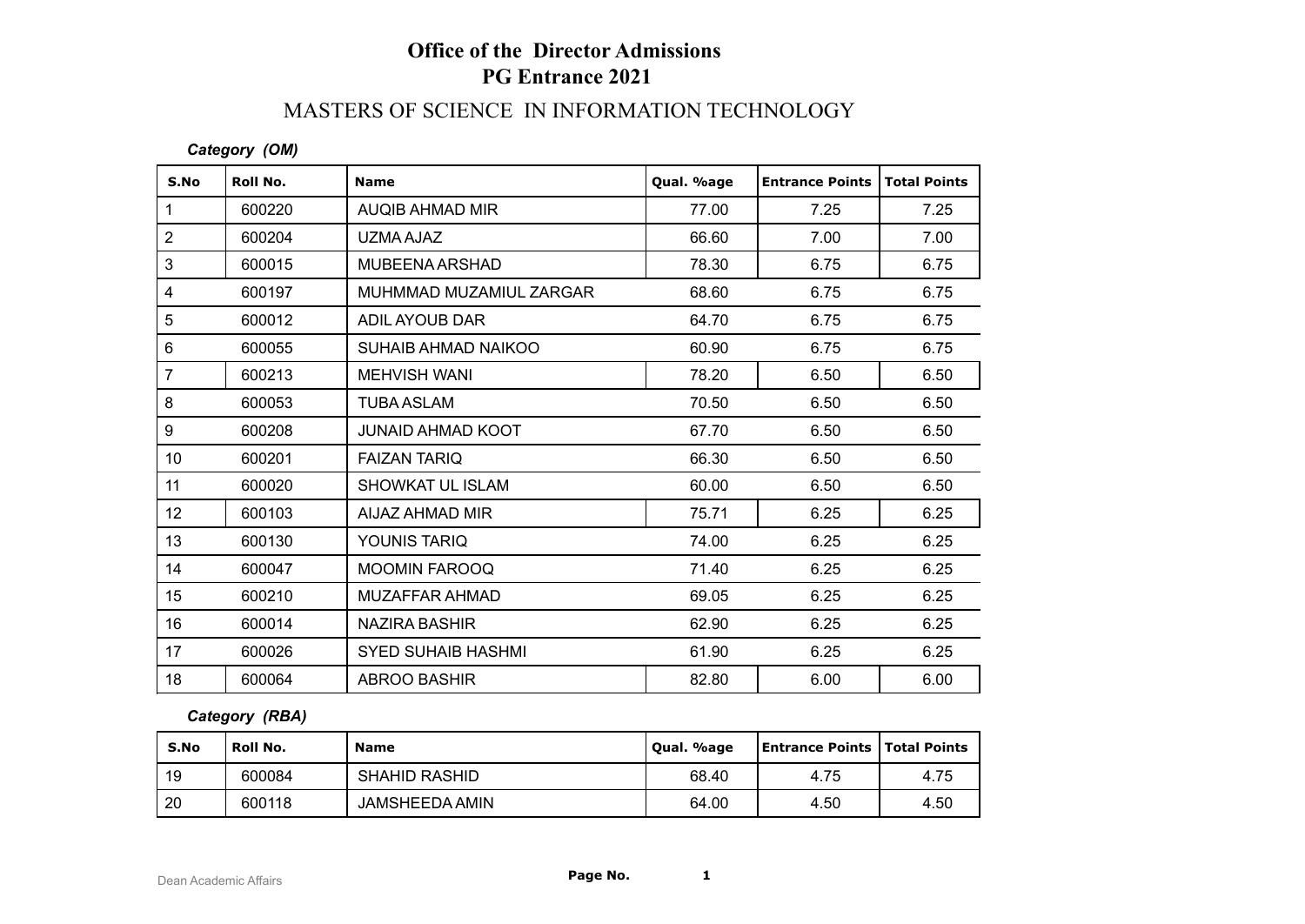# Office of the Director Admissions
# PG Entrance 2021

## MASTERS OF SCIENCE IN INFORMATION TECHNOLOGY

*Category (OM)*

| S.No | Roll No. | Name | Qual. %age | Entrance Points | Total Points |
|---|---|---|---|---|---|
| 1 | 600220 | AUQIB AHMAD MIR | 77.00 | 7.25 | 7.25 |
| 2 | 600204 | UZMA AJAZ | 66.60 | 7.00 | 7.00 |
| 3 | 600015 | MUBEENA ARSHAD | 78.30 | 6.75 | 6.75 |
| 4 | 600197 | MUHMMAD MUZAMIUL ZARGAR | 68.60 | 6.75 | 6.75 |
| 5 | 600012 | ADIL AYOUB DAR | 64.70 | 6.75 | 6.75 |
| 6 | 600055 | SUHAIB AHMAD NAIKOO | 60.90 | 6.75 | 6.75 |
| 7 | 600213 | MEHVISH WANI | 78.20 | 6.50 | 6.50 |
| 8 | 600053 | TUBA ASLAM | 70.50 | 6.50 | 6.50 |
| 9 | 600208 | JUNAID AHMAD KOOT | 67.70 | 6.50 | 6.50 |
| 10 | 600201 | FAIZAN TARIQ | 66.30 | 6.50 | 6.50 |
| 11 | 600020 | SHOWKAT UL ISLAM | 60.00 | 6.50 | 6.50 |
| 12 | 600103 | AIJAZ AHMAD MIR | 75.71 | 6.25 | 6.25 |
| 13 | 600130 | YOUNIS TARIQ | 74.00 | 6.25 | 6.25 |
| 14 | 600047 | MOOMIN FAROOQ | 71.40 | 6.25 | 6.25 |
| 15 | 600210 | MUZAFFAR AHMAD | 69.05 | 6.25 | 6.25 |
| 16 | 600014 | NAZIRA BASHIR | 62.90 | 6.25 | 6.25 |
| 17 | 600026 | SYED SUHAIB HASHMI | 61.90 | 6.25 | 6.25 |
| 18 | 600064 | ABROO BASHIR | 82.80 | 6.00 | 6.00 |

*Category (RBA)*

| S.No | Roll No. | Name | Qual. %age | Entrance Points | Total Points |
|---|---|---|---|---|---|
| 19 | 600084 | SHAHID RASHID | 68.40 | 4.75 | 4.75 |
| 20 | 600118 | JAMSHEEDA AMIN | 64.00 | 4.50 | 4.50 |

Dean Academic Affairs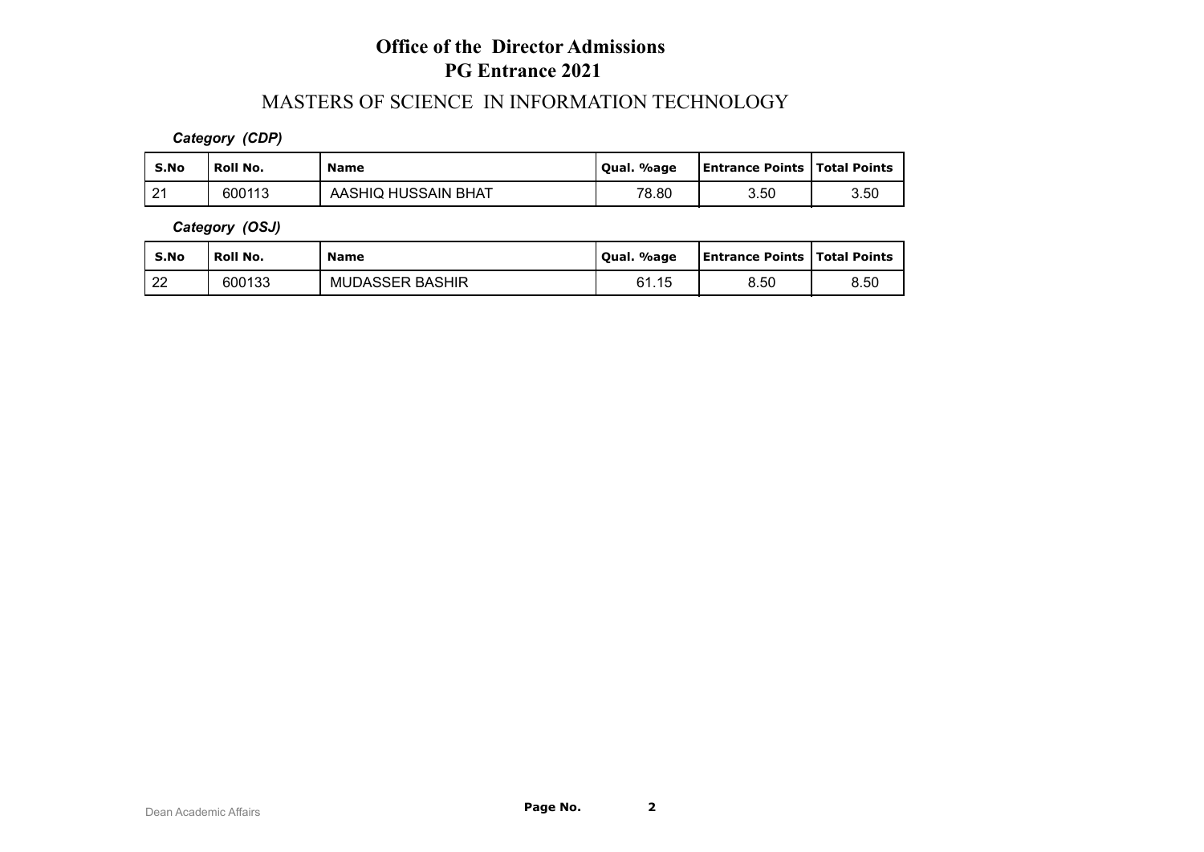# Office of the Director Admissions
## PG Entrance 2021

## MASTERS OF SCIENCE IN INFORMATION TECHNOLOGY

***Category (CDP)***

| S.No | Roll No. | Name | Qual. %age | Entrance Points | Total Points |
|---|---|---|---|---|---|
| 21 | 600113 | AASHIQ HUSSAIN BHAT | 78.80 | 3.50 | 3.50 |

***Category (OSJ)***

| S.No | Roll No. | Name | Qual. %age | Entrance Points | Total Points |
|---|---|---|---|---|---|
| 22 | 600133 | MUDASSER BASHIR | 61.15 | 8.50 | 8.50 |

Dean Academic Affairs